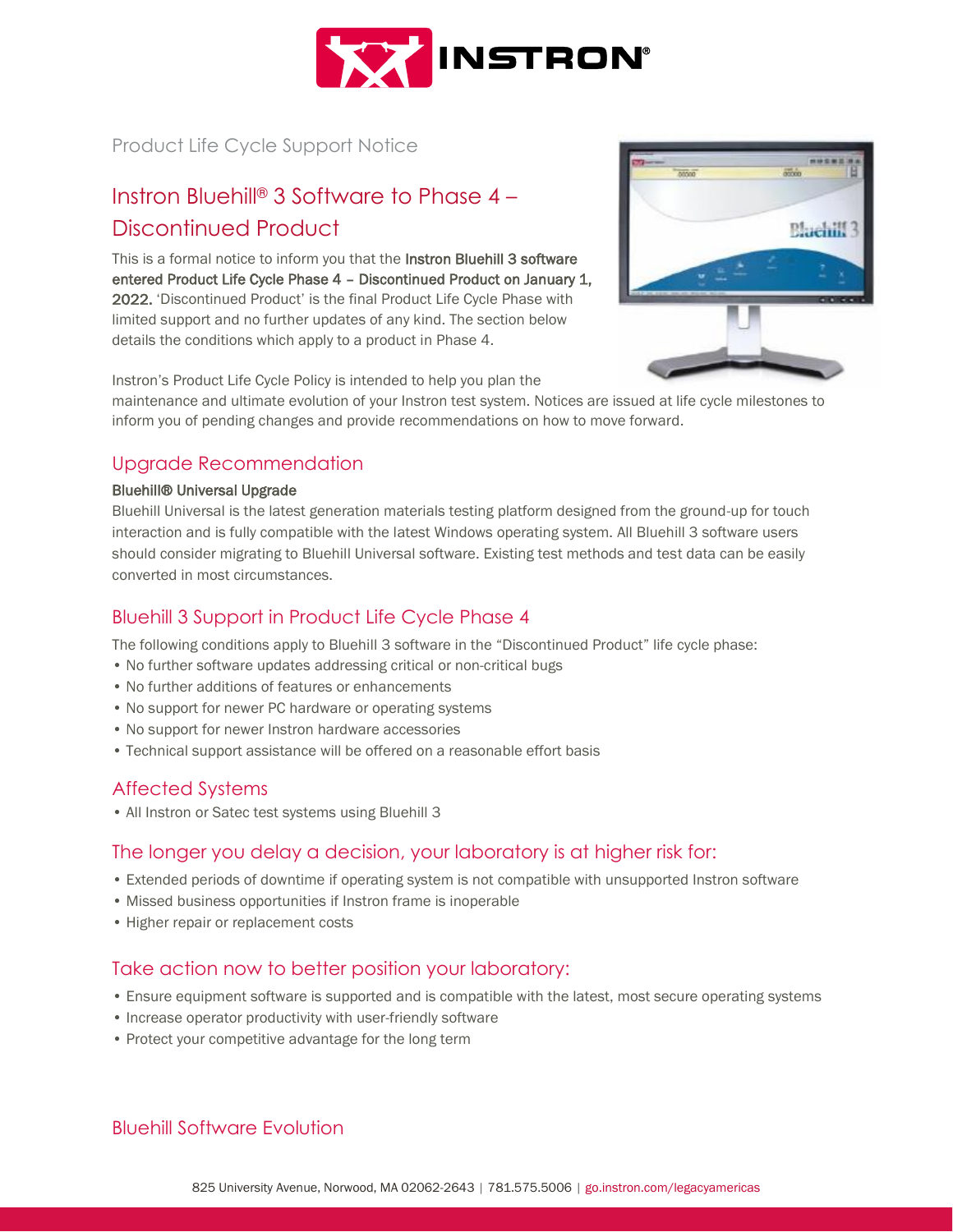Product Life Cycle Support Notice

# Instron Bluehill® 3 Software to Phase 4 – Discontinued Product

This is a formal notice to inform you that the **Instron Bluehill 3 software entered Product Life Cycle Phase 4 – Discontinued Product on January 1, 2022.** 'Discontinued Product' is the final Product Life Cycle Phase with limited support and no further updates of any kind. The section below details the conditions which apply to a product in Phase 4.

Instron's Product Life Cycle Policy is intended to help you plan the maintenance and ultimate evolution of your Instron test system. Notices are issued at life cycle milestones to inform you of pending changes and provide recommendations on how to move forward.

## Upgrade Recommendation

**Bluehill® Universal Upgrade**

Bluehill Universal is the latest generation materials testing platform designed from the ground-up for touch interaction and is fully compatible with the latest Windows operating system. All Bluehill 3 software users should consider migrating to Bluehill Universal software. Existing test methods and test data can be easily converted in most circumstances.

## Bluehill 3 Support in Product Life Cycle Phase 4

The following conditions apply to Bluehill 3 software in the "Discontinued Product" life cycle phase:

- No further software updates addressing critical or non-critical bugs
- No further additions of features or enhancements
- No support for newer PC hardware or operating systems
- No support for newer Instron hardware accessories
- Technical support assistance will be offered on a reasonable effort basis

## Affected Systems

- All Instron or Satec test systems using Bluehill 3

## The longer you delay a decision, your laboratory is at higher risk for:

- Extended periods of downtime if operating system is not compatible with unsupported Instron software
- Missed business opportunities if Instron frame is inoperable
- Higher repair or replacement costs

## Take action now to better position your laboratory:

- Ensure equipment software is supported and is compatible with the latest, most secure operating systems
- Increase operator productivity with user-friendly software
- Protect your competitive advantage for the long term

## Bluehill Software Evolution

825 University Avenue, Norwood, MA 02062-2643 | 781.575.5006 | go.instron.com/legacyamericas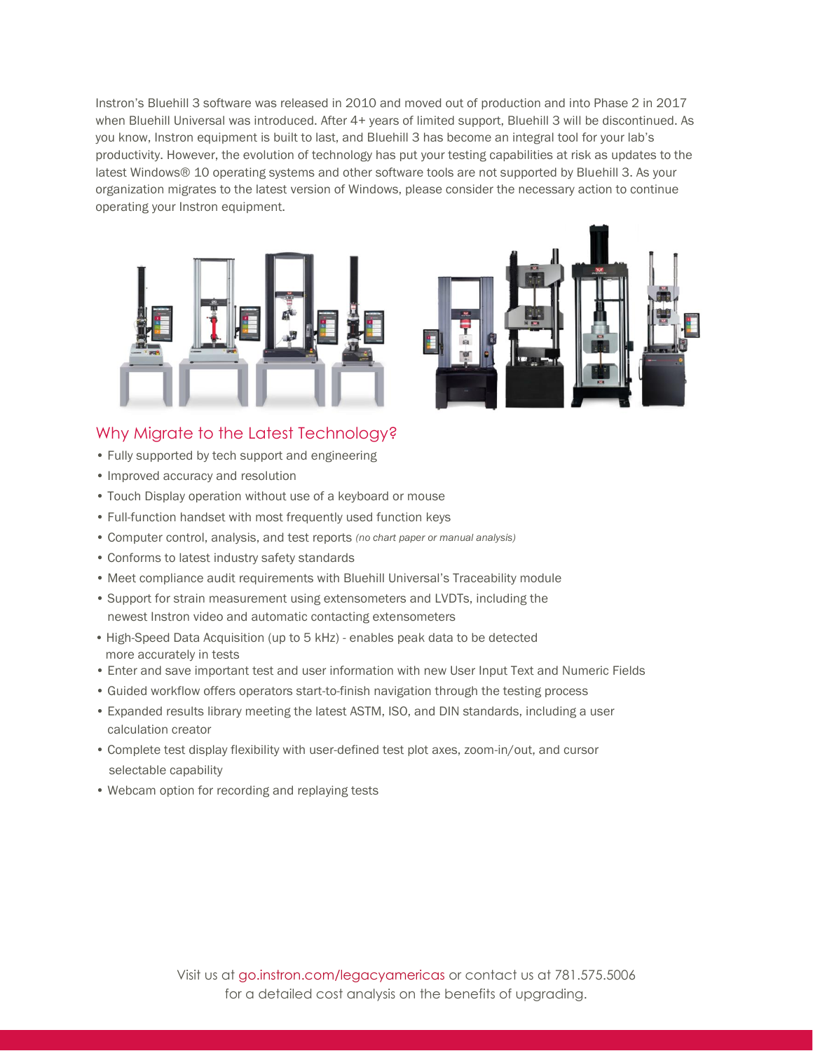Instron's Bluehill 3 software was released in 2010 and moved out of production and into Phase 2 in 2017 when Bluehill Universal was introduced. After 4+ years of limited support, Bluehill 3 will be discontinued. As you know, Instron equipment is built to last, and Bluehill 3 has become an integral tool for your lab's productivity. However, the evolution of technology has put your testing capabilities at risk as updates to the latest Windows® 10 operating systems and other software tools are not supported by Bluehill 3. As your organization migrates to the latest version of Windows, please consider the necessary action to continue operating your Instron equipment.

## Why Migrate to the Latest Technology?

- Fully supported by tech support and engineering
- Improved accuracy and resolution
- Touch Display operation without use of a keyboard or mouse
- Full-function handset with most frequently used function keys
- Computer control, analysis, and test reports *(no chart paper or manual analysis)*
- Conforms to latest industry safety standards
- Meet compliance audit requirements with Bluehill Universal's Traceability module
- Support for strain measurement using extensometers and LVDTs, including the newest Instron video and automatic contacting extensometers
- High-Speed Data Acquisition (up to 5 kHz) - enables peak data to be detected more accurately in tests
- Enter and save important test and user information with new User Input Text and Numeric Fields
- Guided workflow offers operators start-to-finish navigation through the testing process
- Expanded results library meeting the latest ASTM, ISO, and DIN standards, including a user calculation creator
- Complete test display flexibility with user-defined test plot axes, zoom-in/out, and cursor selectable capability
- Webcam option for recording and replaying tests

Visit us at go.instron.com/legacyamericas or contact us at 781.575.5006 for a detailed cost analysis on the benefits of upgrading.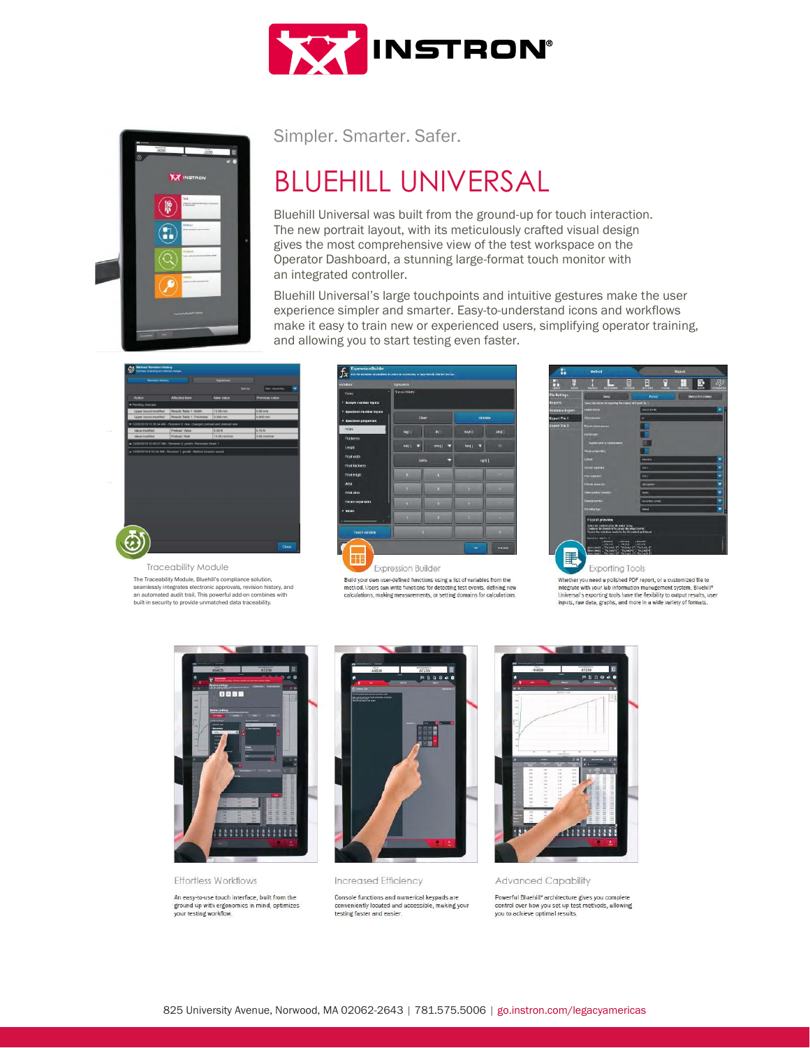Simpler. Smarter. Safer.

# BLUEHILL UNIVERSAL

Bluehill Universal was built from the ground-up for touch interaction. The new portrait layout, with its meticulously crafted visual design gives the most comprehensive view of the test workspace on the Operator Dashboard, a stunning large-format touch monitor with an integrated controller.

Bluehill Universal's large touchpoints and intuitive gestures make the user experience simpler and smarter. Easy-to-understand icons and workflows make it easy to train new or experienced users, simplifying operator training, and allowing you to start testing even faster.

### Traceability Module

The Traceability Module, Bluehill's compliance solution, seamlessly integrates electronic approvals, revision history, and an automated audit trail. This powerful add-on combines with built-in security to provide unmatched data traceability.

### Expression Builder

Build your own user-defined functions using a list of variables from the method. Users can write functions for detecting test events, defining new calculations, making measurements, or setting domains for calculations.

### Exporting Tools

Whether you need a polished PDF report, or a customized file to integrate with your lab information management system, Bluehill® Universal's exporting tools have the flexibility to output results, user inputs, raw data, graphs, and more in a wide variety of formats.

### Effortless Workflows

An easy-to-use touch interface, built from the ground up with ergonomics in mind, optimizes your testing workflow.

### Increased Efficiency

Console functions and numerical keypads are conveniently located and accessible, making your testing faster and easier.

### Advanced Capability

Powerful Bluehill® architecture gives you complete control over how you set up test methods, allowing you to achieve optimal results.

825 University Avenue, Norwood, MA 02062-2643 | 781.575.5006 | go.instron.com/legacyamericas